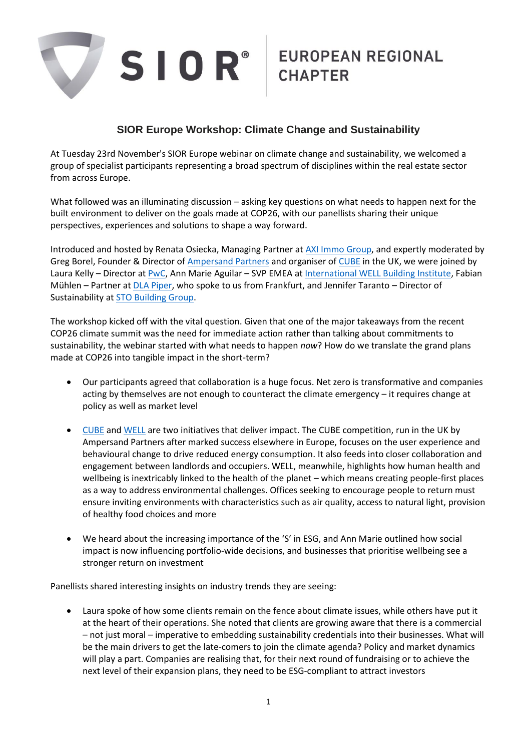SIOR® EUROPEAN REGIONAL CHAPTER

## SIOR Europe Workshop: Climate Change and Sustainability

At Tuesday 23rd November's SIOR Europe webinar on climate change and sustainability, we welcomed a group of specialist participants representing a broad spectrum of disciplines within the real estate sector from across Europe.

What followed was an illuminating discussion – asking key questions on what needs to happen next for the built environment to deliver on the goals made at COP26, with our panellists sharing their unique perspectives, experiences and solutions to shape a way forward.

Introduced and hosted by Renata Osiecka, Managing Partner at AXI Immo Group, and expertly moderated by Greg Borel, Founder & Director of Ampersand Partners and organiser of CUBE in the UK, we were joined by Laura Kelly – Director at PwC, Ann Marie Aguilar – SVP EMEA at International WELL Building Institute, Fabian Mühlen – Partner at DLA Piper, who spoke to us from Frankfurt, and Jennifer Taranto – Director of Sustainability at STO Building Group.

The workshop kicked off with the vital question. Given that one of the major takeaways from the recent COP26 climate summit was the need for immediate action rather than talking about commitments to sustainability, the webinar started with what needs to happen *now*? How do we translate the grand plans made at COP26 into tangible impact in the short-term?

- Our participants agreed that collaboration is a huge focus. Net zero is transformative and companies acting by themselves are not enough to counteract the climate emergency – it requires change at policy as well as market level
- CUBE and WELL are two initiatives that deliver impact. The CUBE competition, run in the UK by Ampersand Partners after marked success elsewhere in Europe, focuses on the user experience and behavioural change to drive reduced energy consumption. It also feeds into closer collaboration and engagement between landlords and occupiers. WELL, meanwhile, highlights how human health and wellbeing is inextricably linked to the health of the planet – which means creating people-first places as a way to address environmental challenges. Offices seeking to encourage people to return must ensure inviting environments with characteristics such as air quality, access to natural light, provision of healthy food choices and more
- We heard about the increasing importance of the 'S' in ESG, and Ann Marie outlined how social impact is now influencing portfolio-wide decisions, and businesses that prioritise wellbeing see a stronger return on investment

Panellists shared interesting insights on industry trends they are seeing:

- Laura spoke of how some clients remain on the fence about climate issues, while others have put it at the heart of their operations. She noted that clients are growing aware that there is a commercial – not just moral – imperative to embedding sustainability credentials into their businesses. What will be the main drivers to get the late-comers to join the climate agenda? Policy and market dynamics will play a part. Companies are realising that, for their next round of fundraising or to achieve the next level of their expansion plans, they need to be ESG-compliant to attract investors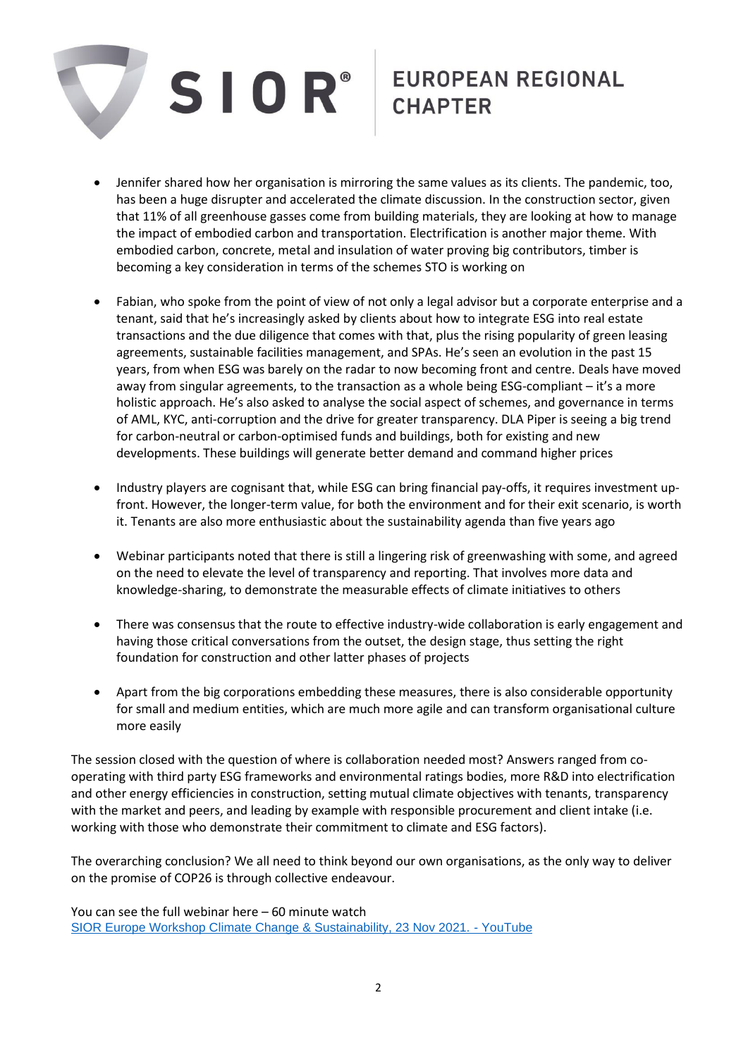- Jennifer shared how her organisation is mirroring the same values as its clients. The pandemic, too, has been a huge disrupter and accelerated the climate discussion. In the construction sector, given that 11% of all greenhouse gasses come from building materials, they are looking at how to manage the impact of embodied carbon and transportation. Electrification is another major theme. With embodied carbon, concrete, metal and insulation of water proving big contributors, timber is becoming a key consideration in terms of the schemes STO is working on

- Fabian, who spoke from the point of view of not only a legal advisor but a corporate enterprise and a tenant, said that he's increasingly asked by clients about how to integrate ESG into real estate transactions and the due diligence that comes with that, plus the rising popularity of green leasing agreements, sustainable facilities management, and SPAs. He's seen an evolution in the past 15 years, from when ESG was barely on the radar to now becoming front and centre. Deals have moved away from singular agreements, to the transaction as a whole being ESG-compliant – it's a more holistic approach. He's also asked to analyse the social aspect of schemes, and governance in terms of AML, KYC, anti-corruption and the drive for greater transparency. DLA Piper is seeing a big trend for carbon-neutral or carbon-optimised funds and buildings, both for existing and new developments. These buildings will generate better demand and command higher prices

- Industry players are cognisant that, while ESG can bring financial pay-offs, it requires investment up-front. However, the longer-term value, for both the environment and for their exit scenario, is worth it. Tenants are also more enthusiastic about the sustainability agenda than five years ago

- Webinar participants noted that there is still a lingering risk of greenwashing with some, and agreed on the need to elevate the level of transparency and reporting. That involves more data and knowledge-sharing, to demonstrate the measurable effects of climate initiatives to others

- There was consensus that the route to effective industry-wide collaboration is early engagement and having those critical conversations from the outset, the design stage, thus setting the right foundation for construction and other latter phases of projects

- Apart from the big corporations embedding these measures, there is also considerable opportunity for small and medium entities, which are much more agile and can transform organisational culture more easily

The session closed with the question of where is collaboration needed most? Answers ranged from co-operating with third party ESG frameworks and environmental ratings bodies, more R&D into electrification and other energy efficiencies in construction, setting mutual climate objectives with tenants, transparency with the market and peers, and leading by example with responsible procurement and client intake (i.e. working with those who demonstrate their commitment to climate and ESG factors).

The overarching conclusion? We all need to think beyond our own organisations, as the only way to deliver on the promise of COP26 is through collective endeavour.

You can see the full webinar here – 60 minute watch
SIOR Europe Workshop Climate Change & Sustainability, 23 Nov 2021. - YouTube